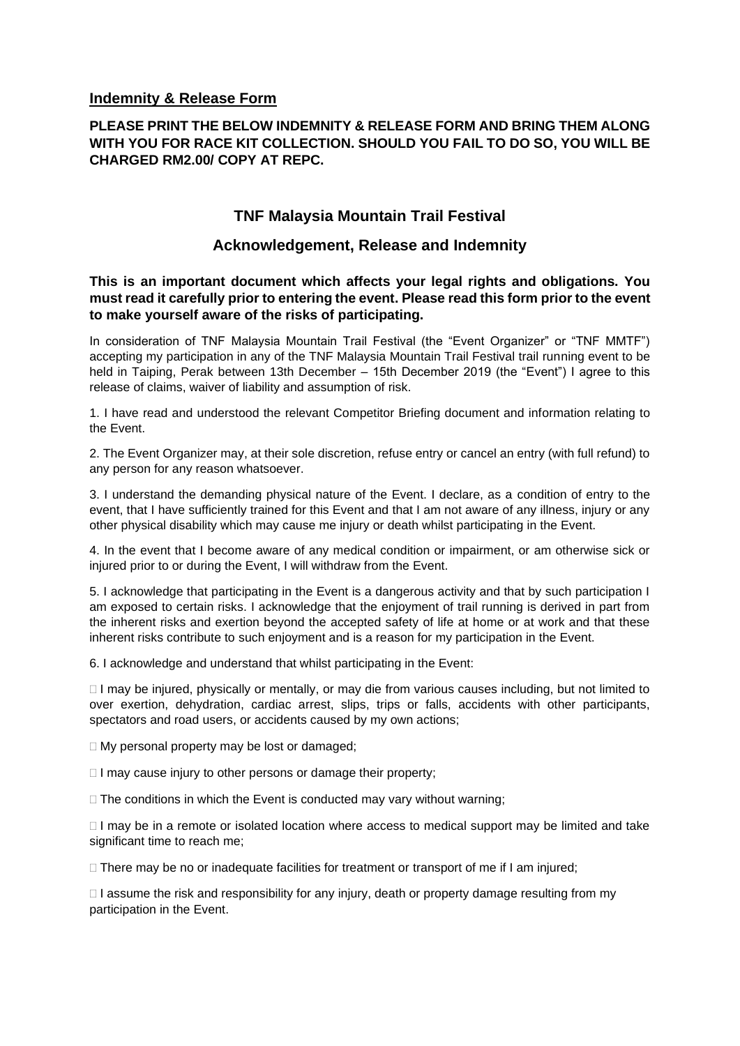**Indemnity & Release Form**

**PLEASE PRINT THE BELOW INDEMNITY & RELEASE FORM AND BRING THEM ALONG WITH YOU FOR RACE KIT COLLECTION. SHOULD YOU FAIL TO DO SO, YOU WILL BE CHARGED RM2.00/ COPY AT REPC.**

## TNF Malaysia Mountain Trail Festival

## Acknowledgement, Release and Indemnity

**This is an important document which affects your legal rights and obligations. You must read it carefully prior to entering the event. Please read this form prior to the event to make yourself aware of the risks of participating.**

In consideration of TNF Malaysia Mountain Trail Festival (the "Event Organizer" or "TNF MMTF") accepting my participation in any of the TNF Malaysia Mountain Trail Festival trail running event to be held in Taiping, Perak between 13th December – 15th December 2019 (the "Event") I agree to this release of claims, waiver of liability and assumption of risk.

1. I have read and understood the relevant Competitor Briefing document and information relating to the Event.

2. The Event Organizer may, at their sole discretion, refuse entry or cancel an entry (with full refund) to any person for any reason whatsoever.

3. I understand the demanding physical nature of the Event. I declare, as a condition of entry to the event, that I have sufficiently trained for this Event and that I am not aware of any illness, injury or any other physical disability which may cause me injury or death whilst participating in the Event.

4. In the event that I become aware of any medical condition or impairment, or am otherwise sick or injured prior to or during the Event, I will withdraw from the Event.

5. I acknowledge that participating in the Event is a dangerous activity and that by such participation I am exposed to certain risks. I acknowledge that the enjoyment of trail running is derived in part from the inherent risks and exertion beyond the accepted safety of life at home or at work and that these inherent risks contribute to such enjoyment and is a reason for my participation in the Event.

6. I acknowledge and understand that whilst participating in the Event:

- I may be injured, physically or mentally, or may die from various causes including, but not limited to over exertion, dehydration, cardiac arrest, slips, trips or falls, accidents with other participants, spectators and road users, or accidents caused by my own actions;
- My personal property may be lost or damaged;
- I may cause injury to other persons or damage their property;
- The conditions in which the Event is conducted may vary without warning;
- I may be in a remote or isolated location where access to medical support may be limited and take significant time to reach me;
- There may be no or inadequate facilities for treatment or transport of me if I am injured;
- I assume the risk and responsibility for any injury, death or property damage resulting from my participation in the Event.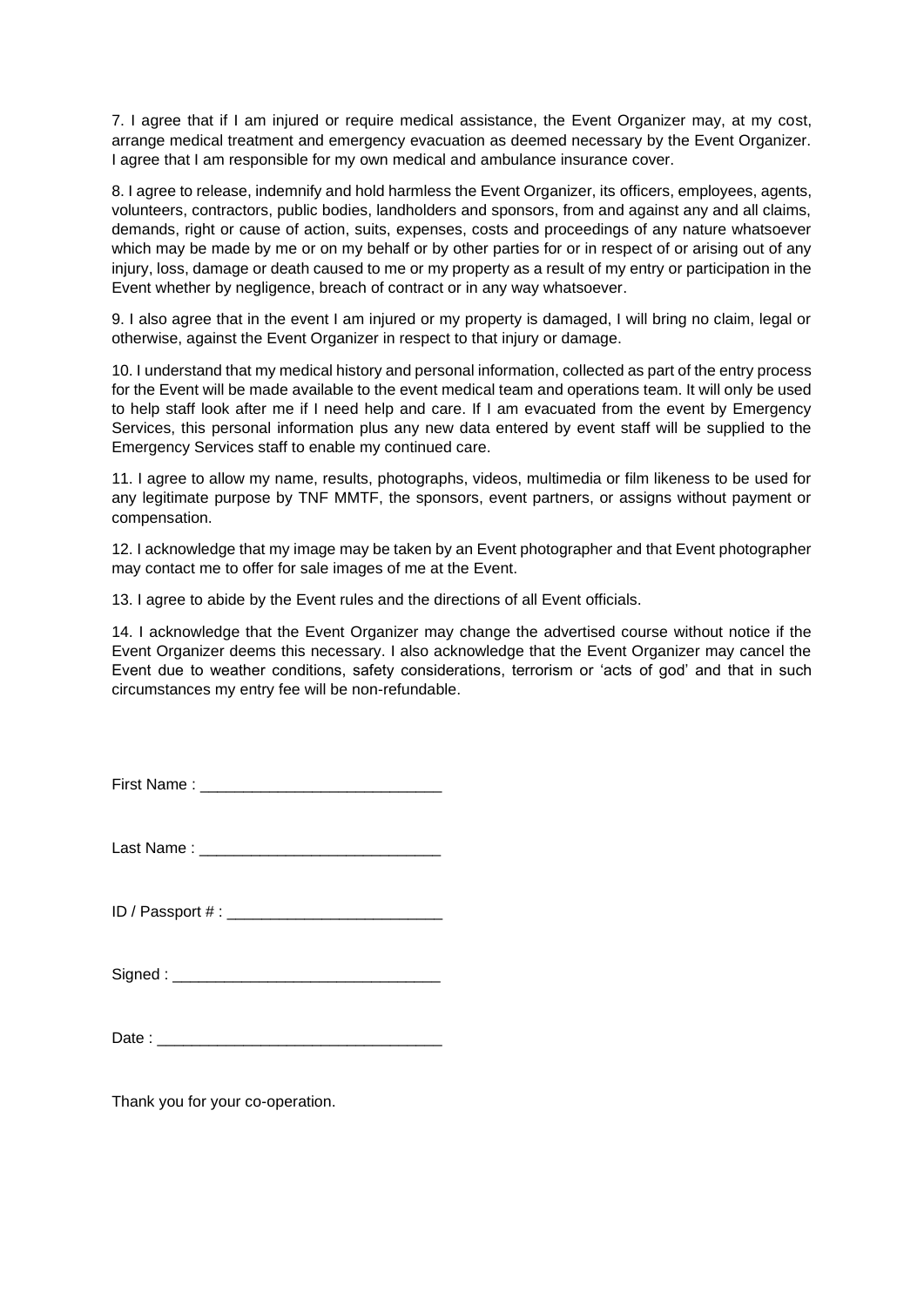7. I agree that if I am injured or require medical assistance, the Event Organizer may, at my cost, arrange medical treatment and emergency evacuation as deemed necessary by the Event Organizer. I agree that I am responsible for my own medical and ambulance insurance cover.

8. I agree to release, indemnify and hold harmless the Event Organizer, its officers, employees, agents, volunteers, contractors, public bodies, landholders and sponsors, from and against any and all claims, demands, right or cause of action, suits, expenses, costs and proceedings of any nature whatsoever which may be made by me or on my behalf or by other parties for or in respect of or arising out of any injury, loss, damage or death caused to me or my property as a result of my entry or participation in the Event whether by negligence, breach of contract or in any way whatsoever.

9. I also agree that in the event I am injured or my property is damaged, I will bring no claim, legal or otherwise, against the Event Organizer in respect to that injury or damage.

10. I understand that my medical history and personal information, collected as part of the entry process for the Event will be made available to the event medical team and operations team. It will only be used to help staff look after me if I need help and care. If I am evacuated from the event by Emergency Services, this personal information plus any new data entered by event staff will be supplied to the Emergency Services staff to enable my continued care.

11. I agree to allow my name, results, photographs, videos, multimedia or film likeness to be used for any legitimate purpose by TNF MMTF, the sponsors, event partners, or assigns without payment or compensation.

12. I acknowledge that my image may be taken by an Event photographer and that Event photographer may contact me to offer for sale images of me at the Event.

13. I agree to abide by the Event rules and the directions of all Event officials.

14. I acknowledge that the Event Organizer may change the advertised course without notice if the Event Organizer deems this necessary. I also acknowledge that the Event Organizer may cancel the Event due to weather conditions, safety considerations, terrorism or 'acts of god' and that in such circumstances my entry fee will be non-refundable.

First Name : ____________________________

Last Name : ____________________________

ID / Passport # : _________________________

Signed : _______________________________

Date : _________________________________

Thank you for your co-operation.